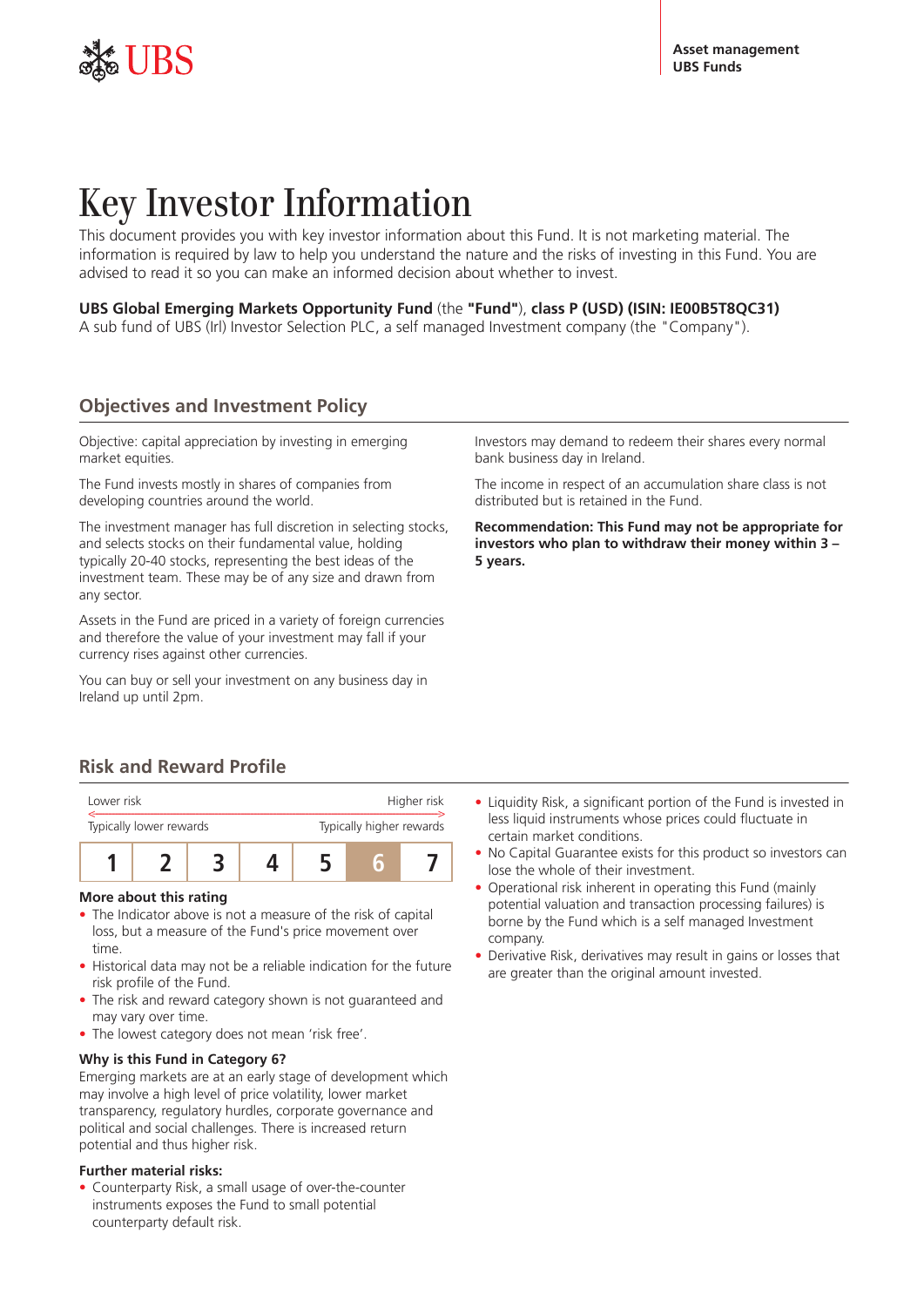Asset management
UBS Funds

# Key Investor Information

This document provides you with key investor information about this Fund. It is not marketing material. The information is required by law to help you understand the nature and the risks of investing in this Fund. You are advised to read it so you can make an informed decision about whether to invest.

**UBS Global Emerging Markets Opportunity Fund** (the **"Fund"**), **class P (USD) (ISIN: IE00B5T8QC31)**
A sub fund of UBS (Irl) Investor Selection PLC, a self managed Investment company (the "Company").

## Objectives and Investment Policy

Objective: capital appreciation by investing in emerging market equities.

The Fund invests mostly in shares of companies from developing countries around the world.

The investment manager has full discretion in selecting stocks, and selects stocks on their fundamental value, holding typically 20-40 stocks, representing the best ideas of the investment team. These may be of any size and drawn from any sector.

Assets in the Fund are priced in a variety of foreign currencies and therefore the value of your investment may fall if your currency rises against other currencies.

You can buy or sell your investment on any business day in Ireland up until 2pm.

Investors may demand to redeem their shares every normal bank business day in Ireland.

The income in respect of an accumulation share class is not distributed but is retained in the Fund.

**Recommendation: This Fund may not be appropriate for investors who plan to withdraw their money within 3 – 5 years.**

## Risk and Reward Profile

Lower risk — Higher risk
Typically lower rewards — Typically higher rewards

| 1 | 2 | 3 | 4 | 5 | **6** | 7 |
|---|---|---|---|---|---|---|

### More about this rating

- The Indicator above is not a measure of the risk of capital loss, but a measure of the Fund's price movement over time.
- Historical data may not be a reliable indication for the future risk profile of the Fund.
- The risk and reward category shown is not guaranteed and may vary over time.
- The lowest category does not mean 'risk free'.

### Why is this Fund in Category 6?

Emerging markets are at an early stage of development which may involve a high level of price volatility, lower market transparency, regulatory hurdles, corporate governance and political and social challenges. There is increased return potential and thus higher risk.

### Further material risks:

- Counterparty Risk, a small usage of over-the-counter instruments exposes the Fund to small potential counterparty default risk.
- Liquidity Risk, a significant portion of the Fund is invested in less liquid instruments whose prices could fluctuate in certain market conditions.
- No Capital Guarantee exists for this product so investors can lose the whole of their investment.
- Operational risk inherent in operating this Fund (mainly potential valuation and transaction processing failures) is borne by the Fund which is a self managed Investment company.
- Derivative Risk, derivatives may result in gains or losses that are greater than the original amount invested.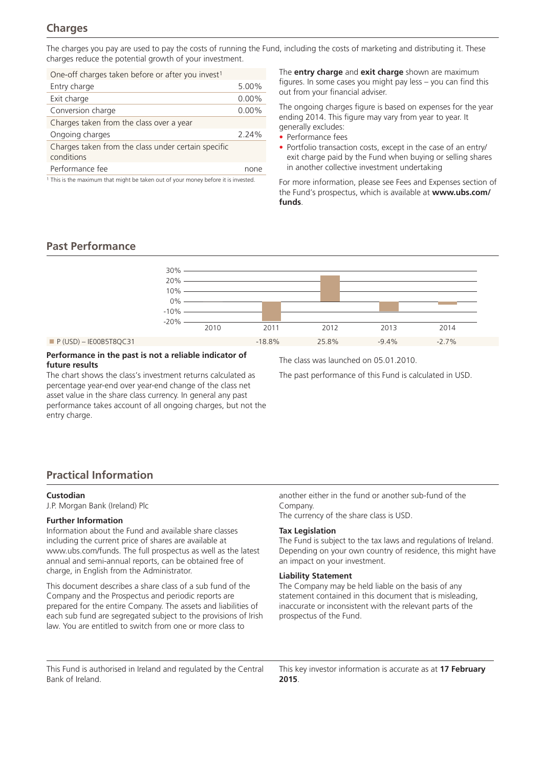## Charges

The charges you pay are used to pay the costs of running the Fund, including the costs of marketing and distributing it. These charges reduce the potential growth of your investment.

| One-off charges taken before or after you invest[1] | |
|---|---|
| Entry charge | 5.00% |
| Exit charge | 0.00% |
| Conversion charge | 0.00% |
| **Charges taken from the class over a year** | |
| Ongoing charges | 2.24% |
| **Charges taken from the class under certain specific conditions** | |
| Performance fee | none |

[1] This is the maximum that might be taken out of your money before it is invested.

The **entry charge** and **exit charge** shown are maximum figures. In some cases you might pay less – you can find this out from your financial adviser.

The ongoing charges figure is based on expenses for the year ending 2014. This figure may vary from year to year. It generally excludes:

- Performance fees
- Portfolio transaction costs, except in the case of an entry/ exit charge paid by the Fund when buying or selling shares in another collective investment undertaking

For more information, please see Fees and Expenses section of the Fund's prospectus, which is available at **www.ubs.com/funds**.

## Past Performance

30%
20%
10%
0%
-10%
-20%

2010 2011 2012 2013 2014

P (USD) – IE00B5T8QC31

-18.8% 25.8% -9.4% -2.7%

**Performance in the past is not a reliable indicator of future results**

The chart shows the class's investment returns calculated as percentage year-end over year-end change of the class net asset value in the share class currency. In general any past performance takes account of all ongoing charges, but not the entry charge.

The class was launched on 05.01.2010.

The past performance of this Fund is calculated in USD.

## Practical Information

**Custodian**

J.P. Morgan Bank (Ireland) Plc

**Further Information**

Information about the Fund and available share classes including the current price of shares are available at www.ubs.com/funds. The full prospectus as well as the latest annual and semi-annual reports, can be obtained free of charge, in English from the Administrator.

This document describes a share class of a sub fund of the Company and the Prospectus and periodic reports are prepared for the entire Company. The assets and liabilities of each sub fund are segregated subject to the provisions of Irish law. You are entitled to switch from one or more class to another either in the fund or another sub-fund of the Company.

The currency of the share class is USD.

**Tax Legislation**

The Fund is subject to the tax laws and regulations of Ireland. Depending on your own country of residence, this might have an impact on your investment.

**Liability Statement**

The Company may be held liable on the basis of any statement contained in this document that is misleading, inaccurate or inconsistent with the relevant parts of the prospectus of the Fund.

This Fund is authorised in Ireland and regulated by the Central Bank of Ireland.

This key investor information is accurate as at **17 February 2015**.